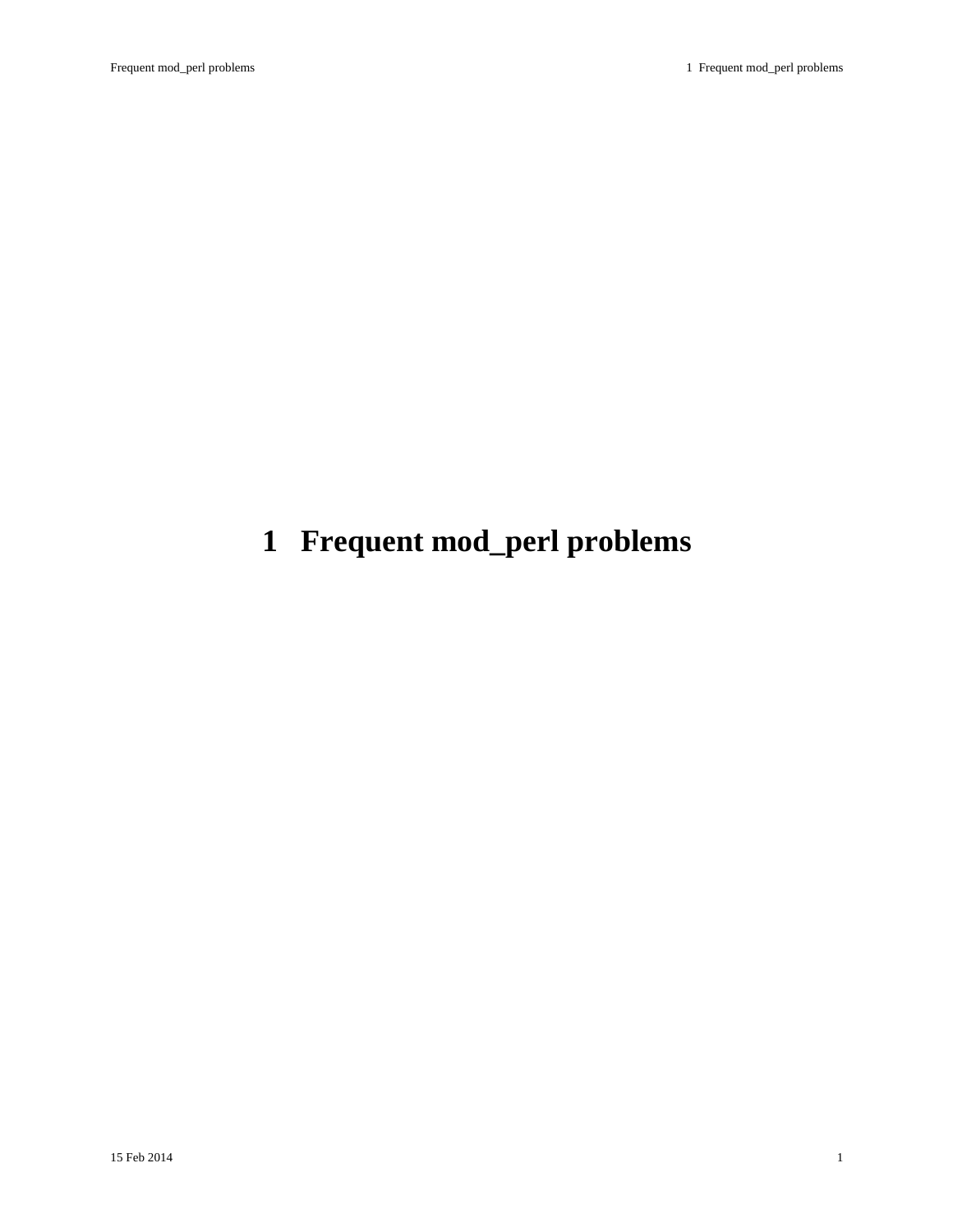# 1 Frequent mod_perl problems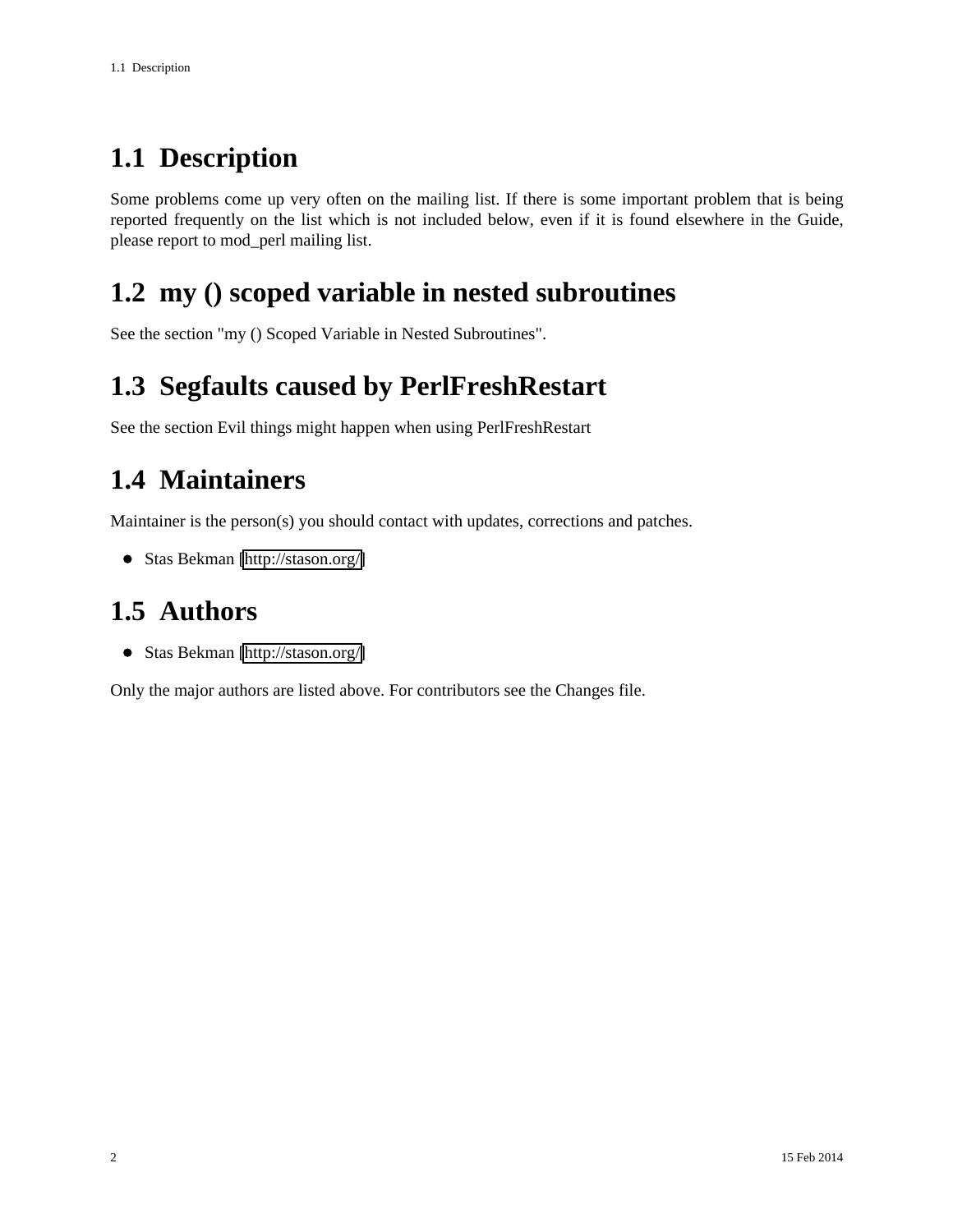## 1.1 Description

Some problems come up very often on the mailing list. If there is some important problem that is being reported frequently on the list which is not included below, even if it is found elsewhere in the Guide, please report to mod_perl mailing list.

## 1.2 my () scoped variable in nested subroutines

See the section "my () Scoped Variable in Nested Subroutines".

## 1.3 Segfaults caused by PerlFreshRestart

See the section Evil things might happen when using PerlFreshRestart

## 1.4 Maintainers

Maintainer is the person(s) you should contact with updates, corrections and patches.

- Stas Bekman [http://stason.org/]

## 1.5 Authors

- Stas Bekman [http://stason.org/]

Only the major authors are listed above. For contributors see the Changes file.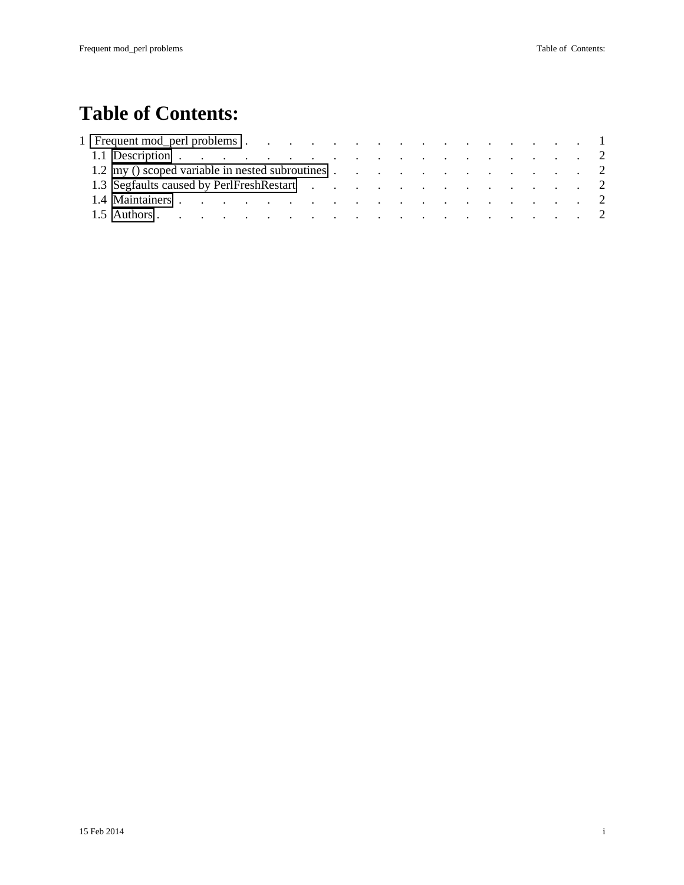# Table of Contents:

1 Frequent mod_perl problems . . . . . . . . . . . . . . . . . 1
- 1.1 Description . . . . . . . . . . . . . . . . . . . 2
- 1.2 my () scoped variable in nested subroutines . . . . . . . . . . . . . 2
- 1.3 Segfaults caused by PerlFreshRestart . . . . . . . . . . . . . . 2
- 1.4 Maintainers . . . . . . . . . . . . . . . . . . . 2
- 1.5 Authors . . . . . . . . . . . . . . . . . . . . 2